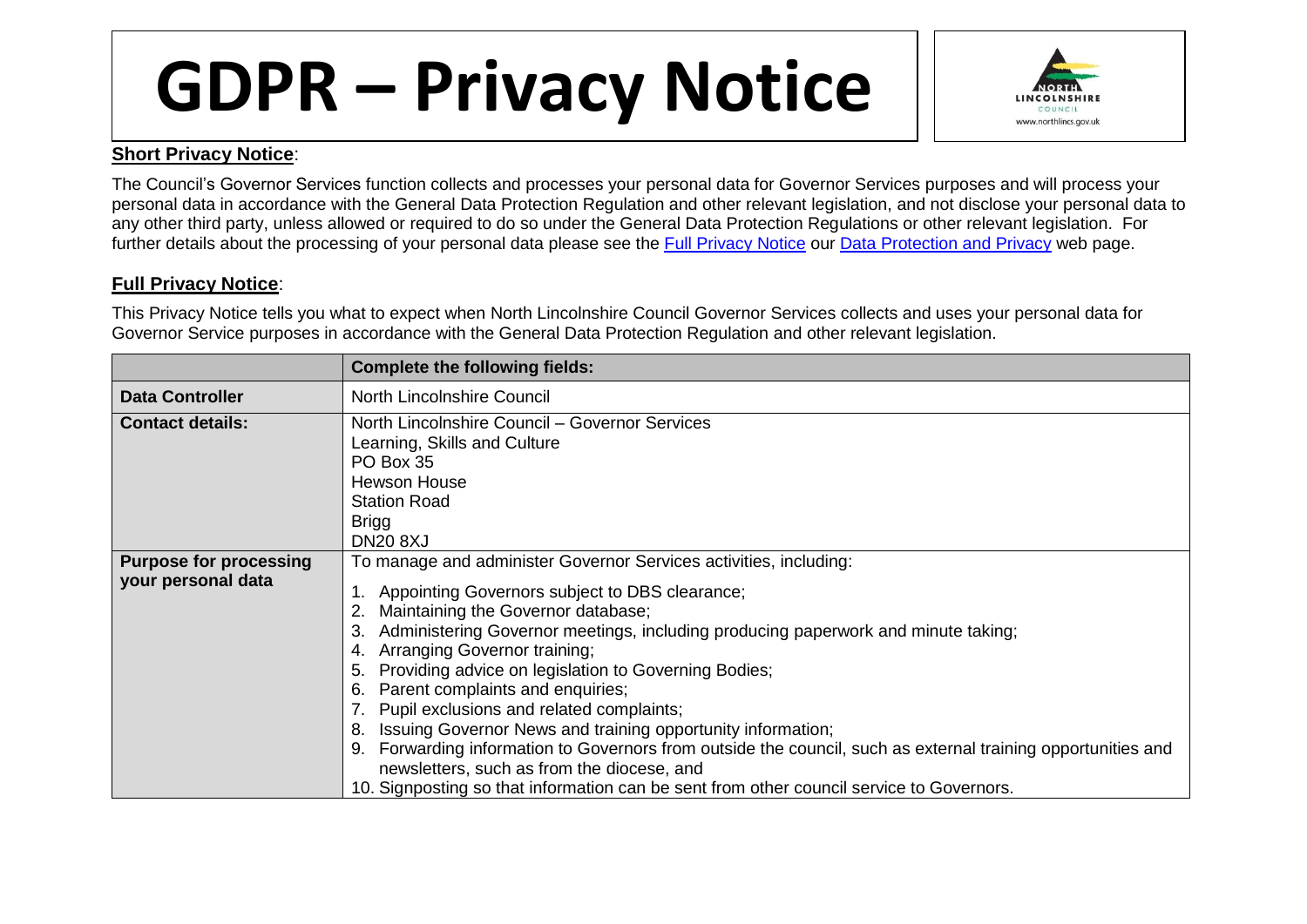# GDPR – Privacy Notice

NORTH LINCOLNSHIRE COUNCIL
www.northlincs.gov.uk

**Short Privacy Notice**:

The Council's Governor Services function collects and processes your personal data for Governor Services purposes and will process your personal data in accordance with the General Data Protection Regulation and other relevant legislation, and not disclose your personal data to any other third party, unless allowed or required to do so under the General Data Protection Regulations or other relevant legislation. For further details about the processing of your personal data please see the Full Privacy Notice our Data Protection and Privacy web page.

**Full Privacy Notice**:

This Privacy Notice tells you what to expect when North Lincolnshire Council Governor Services collects and uses your personal data for Governor Service purposes in accordance with the General Data Protection Regulation and other relevant legislation.

| | **Complete the following fields:** |
|---|---|
| **Data Controller** | North Lincolnshire Council |
| **Contact details:** | North Lincolnshire Council – Governor Services<br>Learning, Skills and Culture<br>PO Box 35<br>Hewson House<br>Station Road<br>Brigg<br>DN20 8XJ |
| **Purpose for processing your personal data** | To manage and administer Governor Services activities, including:<br>1. Appointing Governors subject to DBS clearance;<br>2. Maintaining the Governor database;<br>3. Administering Governor meetings, including producing paperwork and minute taking;<br>4. Arranging Governor training;<br>5. Providing advice on legislation to Governing Bodies;<br>6. Parent complaints and enquiries;<br>7. Pupil exclusions and related complaints;<br>8. Issuing Governor News and training opportunity information;<br>9. Forwarding information to Governors from outside the council, such as external training opportunities and newsletters, such as from the diocese, and<br>10. Signposting so that information can be sent from other council service to Governors. |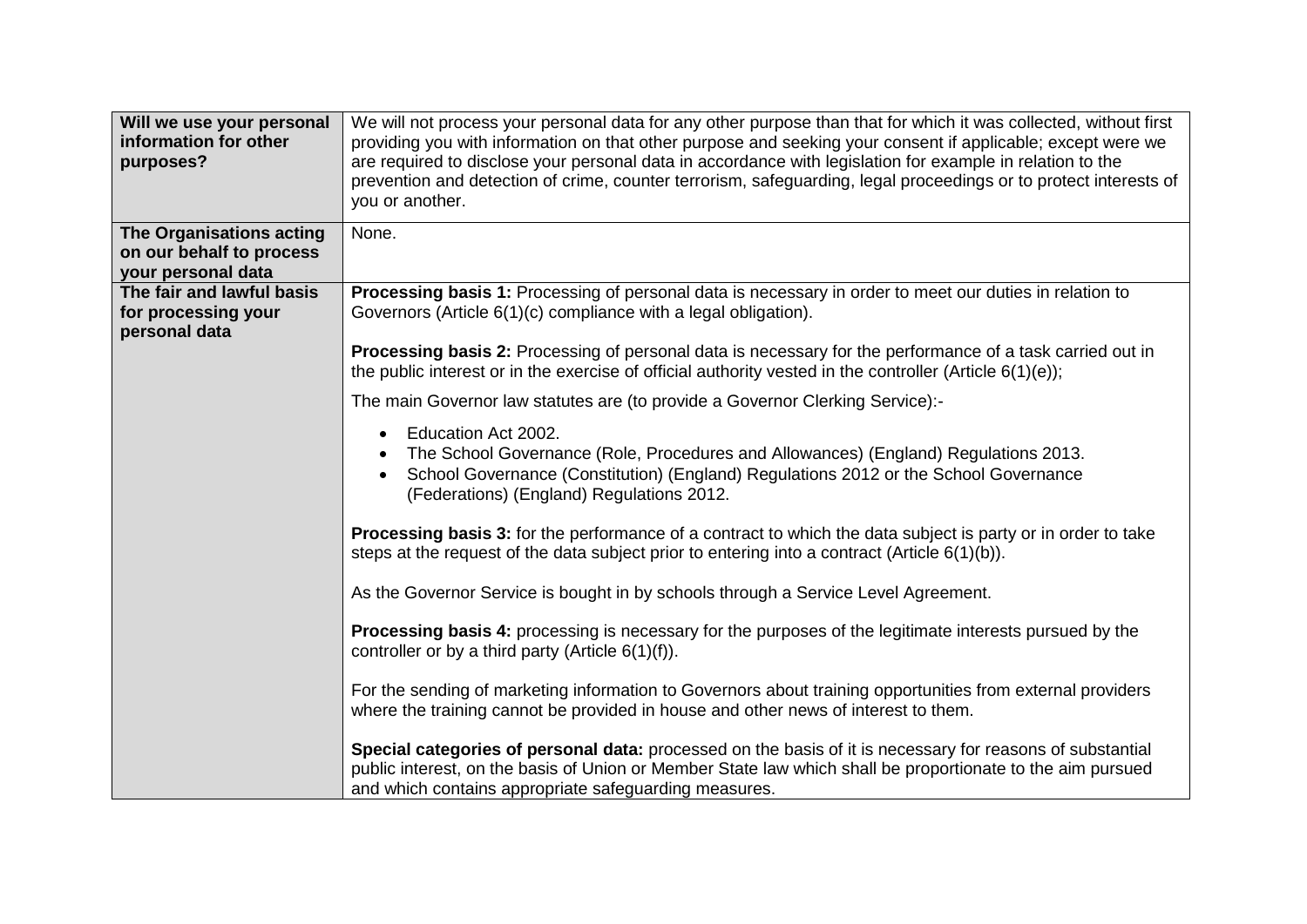| | |
|---|---|
| **Will we use your personal information for other purposes?** | We will not process your personal data for any other purpose than that for which it was collected, without first providing you with information on that other purpose and seeking your consent if applicable; except were we are required to disclose your personal data in accordance with legislation for example in relation to the prevention and detection of crime, counter terrorism, safeguarding, legal proceedings or to protect interests of you or another. |
| **The Organisations acting on our behalf to process your personal data** | None. |
| **The fair and lawful basis for processing your personal data** | **Processing basis 1:** Processing of personal data is necessary in order to meet our duties in relation to Governors (Article 6(1)(c) compliance with a legal obligation).<br><br>**Processing basis 2:** Processing of personal data is necessary for the performance of a task carried out in the public interest or in the exercise of official authority vested in the controller (Article 6(1)(e));<br><br>The main Governor law statutes are (to provide a Governor Clerking Service):-<br><br>• Education Act 2002.<br>• The School Governance (Role, Procedures and Allowances) (England) Regulations 2013.<br>• School Governance (Constitution) (England) Regulations 2012 or the School Governance (Federations) (England) Regulations 2012.<br><br>**Processing basis 3:** for the performance of a contract to which the data subject is party or in order to take steps at the request of the data subject prior to entering into a contract (Article 6(1)(b)).<br><br>As the Governor Service is bought in by schools through a Service Level Agreement.<br><br>**Processing basis 4:** processing is necessary for the purposes of the legitimate interests pursued by the controller or by a third party (Article 6(1)(f)).<br><br>For the sending of marketing information to Governors about training opportunities from external providers where the training cannot be provided in house and other news of interest to them.<br><br>**Special categories of personal data:** processed on the basis of it is necessary for reasons of substantial public interest, on the basis of Union or Member State law which shall be proportionate to the aim pursued and which contains appropriate safeguarding measures. |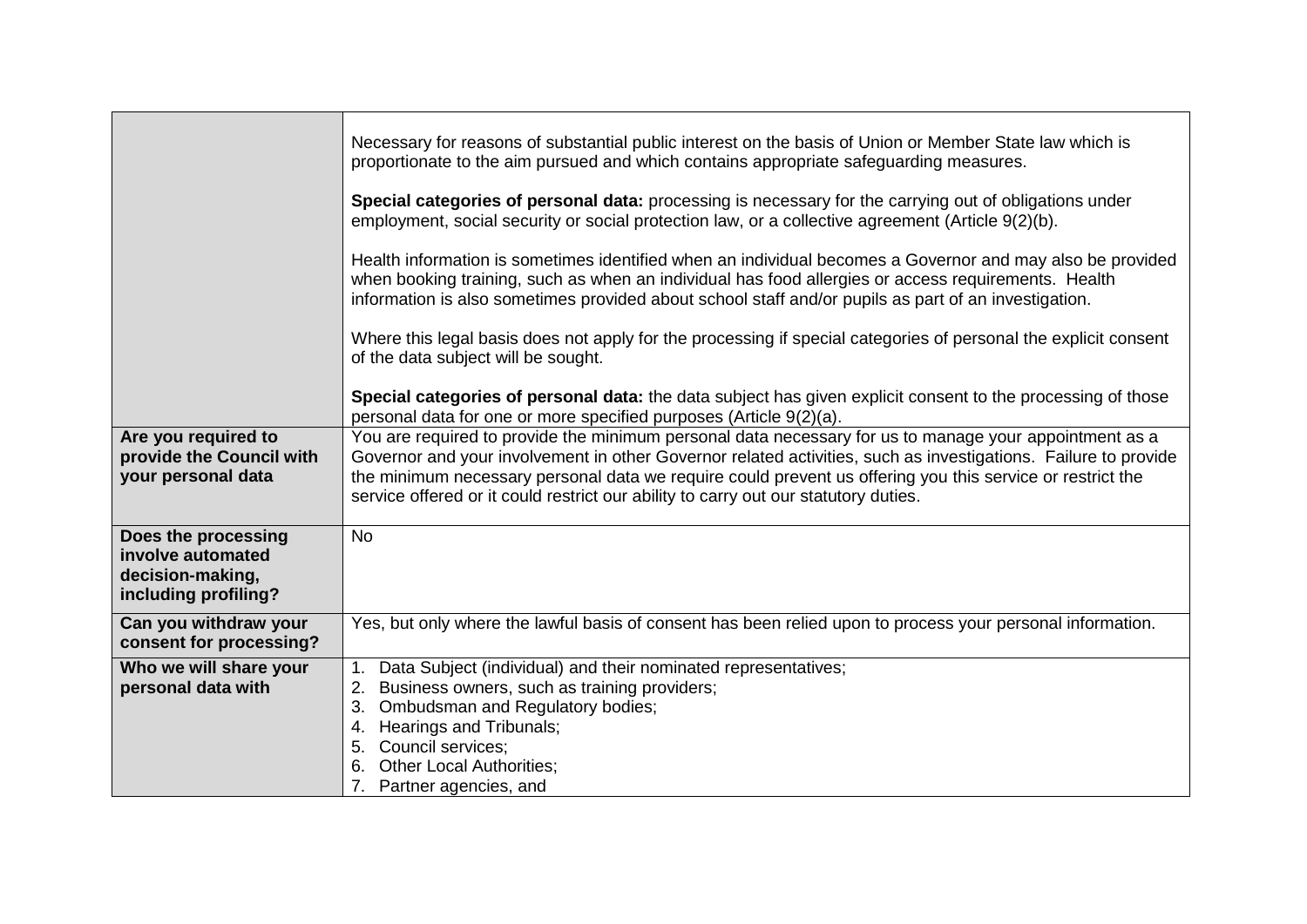| | |
|---|---|
| | Necessary for reasons of substantial public interest on the basis of Union or Member State law which is proportionate to the aim pursued and which contains appropriate safeguarding measures.<br><br>**Special categories of personal data:** processing is necessary for the carrying out of obligations under employment, social security or social protection law, or a collective agreement (Article 9(2)(b).<br><br>Health information is sometimes identified when an individual becomes a Governor and may also be provided when booking training, such as when an individual has food allergies or access requirements. Health information is also sometimes provided about school staff and/or pupils as part of an investigation.<br><br>Where this legal basis does not apply for the processing if special categories of personal the explicit consent of the data subject will be sought.<br><br>**Special categories of personal data:** the data subject has given explicit consent to the processing of those personal data for one or more specified purposes (Article 9(2)(a). |
| **Are you required to provide the Council with your personal data** | You are required to provide the minimum personal data necessary for us to manage your appointment as a Governor and your involvement in other Governor related activities, such as investigations. Failure to provide the minimum necessary personal data we require could prevent us offering you this service or restrict the service offered or it could restrict our ability to carry out our statutory duties. |
| **Does the processing involve automated decision-making, including profiling?** | No |
| **Can you withdraw your consent for processing?** | Yes, but only where the lawful basis of consent has been relied upon to process your personal information. |
| **Who we will share your personal data with** | 1. Data Subject (individual) and their nominated representatives;<br>2. Business owners, such as training providers;<br>3. Ombudsman and Regulatory bodies;<br>4. Hearings and Tribunals;<br>5. Council services;<br>6. Other Local Authorities;<br>7. Partner agencies, and |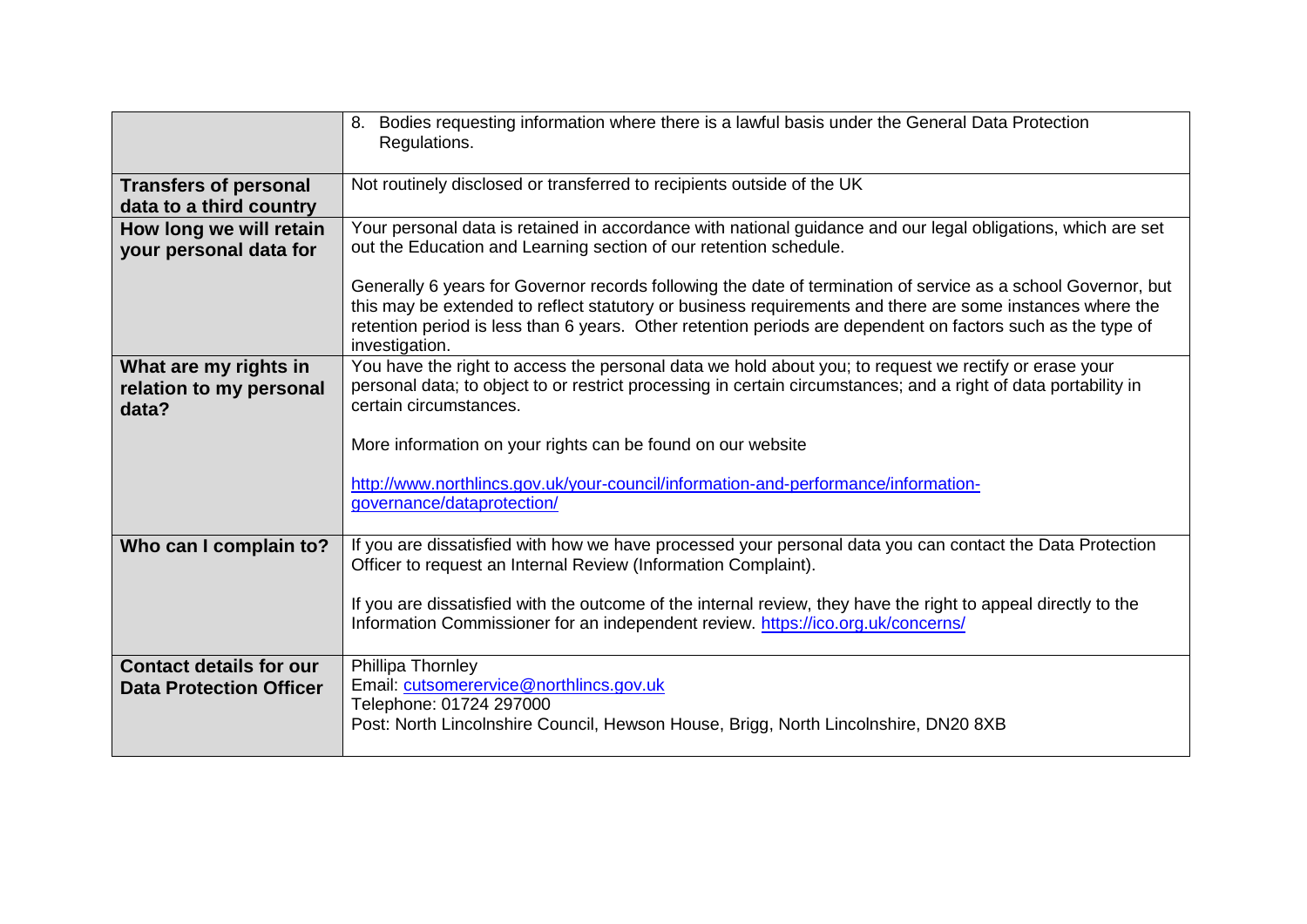| | |
|---|---|
| | 8. Bodies requesting information where there is a lawful basis under the General Data Protection Regulations. |
| **Transfers of personal data to a third country** | Not routinely disclosed or transferred to recipients outside of the UK |
| **How long we will retain your personal data for** | Your personal data is retained in accordance with national guidance and our legal obligations, which are set out the Education and Learning section of our retention schedule.<br><br>Generally 6 years for Governor records following the date of termination of service as a school Governor, but this may be extended to reflect statutory or business requirements and there are some instances where the retention period is less than 6 years. Other retention periods are dependent on factors such as the type of investigation. |
| **What are my rights in relation to my personal data?** | You have the right to access the personal data we hold about you; to request we rectify or erase your personal data; to object to or restrict processing in certain circumstances; and a right of data portability in certain circumstances.<br><br>More information on your rights can be found on our website<br><br>http://www.northlincs.gov.uk/your-council/information-and-performance/information-governance/dataprotection/ |
| **Who can I complain to?** | If you are dissatisfied with how we have processed your personal data you can contact the Data Protection Officer to request an Internal Review (Information Complaint).<br><br>If you are dissatisfied with the outcome of the internal review, they have the right to appeal directly to the Information Commissioner for an independent review. https://ico.org.uk/concerns/ |
| **Contact details for our Data Protection Officer** | Phillipa Thornley<br>Email: cutsomerervice@northlincs.gov.uk<br>Telephone: 01724 297000<br>Post: North Lincolnshire Council, Hewson House, Brigg, North Lincolnshire, DN20 8XB |